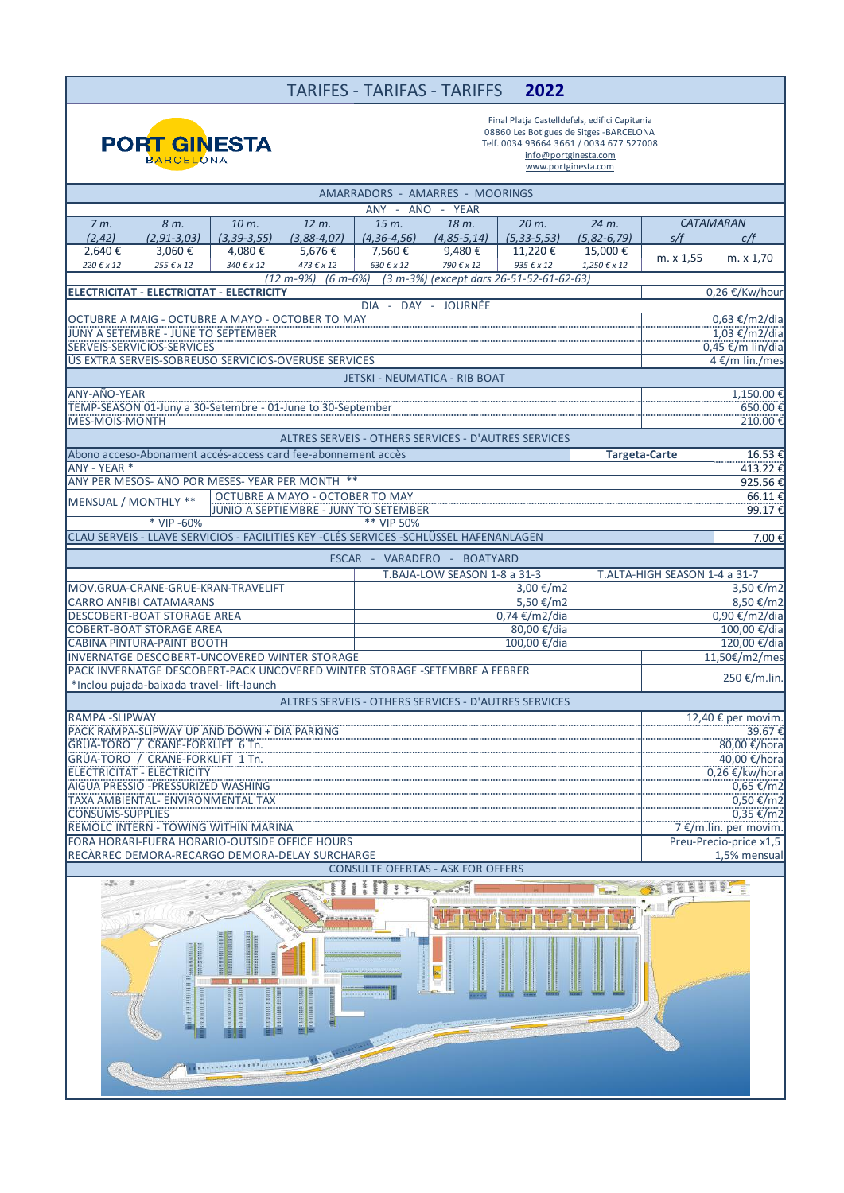# TARIFES - TARIFAS - TARIFFS 2022

**PORT GINESTA** BARCELONA

Final Platja Castelldefels, edifici Capitania
08860 Les Botigues de Sitges -BARCELONA
Telf. 0034 93664 3661 / 0034 677 527008
info@portginesta.com
www.portginesta.com

## AMARRADORS - AMARRES - MOORINGS

ANY - AÑO - YEAR

| 7 m. | 8 m. | 10 m. | 12 m. | 15 m. | 18 m. | 20 m. | 24 m. | CATAMARAN | |
|---|---|---|---|---|---|---|---|---|---|
| (2,42) | (2,91-3,03) | (3,39-3,55) | (3,88-4,07) | (4,36-4,56) | (4,85-5,14) | (5,33-5,53) | (5,82-6,79) | s/f | c/f |
| 2,640 € | 3,060 € | 4,080 € | 5,676 € | 7,560 € | 9,480 € | 11,220 € | 15,000 € | m. x 1,55 | m. x 1,70 |
| 220 € x 12 | 255 € x 12 | 340 € x 12 | 473 € x 12 | 630 € x 12 | 790 € x 12 | 935 € x 12 | 1,250 € x 12 | | |

(12 m-9%) (6 m-6%) (3 m-3%) (except dars 26-51-52-61-62-63)

| ELECTRICITAT - ELECTRICITAT - ELECTRICITY | 0,26 €/Kw/hour |
|---|---|

DIA - DAY - JOURNÉE

| | |
|---|---|
| OCTUBRE A MAIG - OCTUBRE A MAYO - OCTOBER TO MAY | 0,63 €/m2/dia |
| JUNY A SETEMBRE - JUNE TO SEPTEMBER | 1,03 €/m2/dia |
| SERVEIS-SERVICIOS-SERVICES | 0,45 €/m lin/dia |
| ÚS EXTRA SERVEIS-SOBREUSO SERVICIOS-OVERUSE SERVICES | 4 €/m lin./mes |

## JETSKI - NEUMATICA - RIB BOAT

| | |
|---|---|
| ANY-AÑO-YEAR | 1,150.00 € |
| TEMP-SEASON 01-Juny a 30-Setembre - 01-June to 30-September | 650.00 € |
| MES-MOIS-MONTH | 210.00 € |

## ALTRES SERVEIS - OTHERS SERVICES - D'AUTRES SERVICES

| | | |
|---|---|---|
| Abono acceso-Abonament accés-access card fee-abonnement accès | **Targeta-Carte** | 16.53 € |
| ANY - YEAR * | | 413.22 € |
| ANY PER MESOS- AÑO POR MESES- YEAR PER MONTH ** | | 925.56 € |
| MENSUAL / MONTHLY ** | OCTUBRE A MAYO - OCTOBER TO MAY | 66.11 € |
| | JUNIO A SEPTIEMBRE - JUNY TO SETEMBER | 99.17 € |
| * VIP -60% | ** VIP 50% | |
| CLAU SERVEIS - LLAVE SERVICIOS - FACILITIES KEY -CLÉS SERVICES -SCHLÜSSEL HAFENANLAGEN | | 7.00 € |

## ESCAR - VARADERO - BOATYARD

| | T.BAJA-LOW SEASON 1-8 a 31-3 | T.ALTA-HIGH SEASON 1-4 a 31-7 |
|---|---|---|
| MOV.GRUA-CRANE-GRUE-KRAN-TRAVELIFT | 3,00 €/m2 | 3,50 €/m2 |
| CARRO ANFIBI CATAMARANS | 5,50 €/m2 | 8,50 €/m2 |
| DESCOBERT-BOAT STORAGE AREA | 0,74 €/m2/dia | 0,90 €/m2/dia |
| COBERT-BOAT STORAGE AREA | 80,00 €/dia | 100,00 €/dia |
| CABINA PINTURA-PAINT BOOTH | 100,00 €/dia | 120,00 €/dia |
| INVERNATGE DESCOBERT-UNCOVERED WINTER STORAGE | | 11,50€/m2/mes |
| PACK INVERNATGE DESCOBERT-PACK UNCOVERED WINTER STORAGE -SETEMBRE A FEBRER *Inclou pujada-baixada travel- lift-launch | | 250 €/m.lin. |

## ALTRES SERVEIS - OTHERS SERVICES - D'AUTRES SERVICES

| | |
|---|---|
| RAMPA -SLIPWAY | 12,40 € per movim. |
| PACK RAMPA-SLIPWAY UP AND DOWN + DIA PARKING | 39.67 € |
| GRUA-TORO / CRANE-FORKLIFT 6 Tn. | 80,00 €/hora |
| GRUA-TORO / CRANE-FORKLIFT 1 Tn. | 40,00 €/hora |
| ELECTRICITAT - ELECTRICITY | 0,26 €/kw/hora |
| AIGUA PRESSIÓ -PRESSURIZED WASHING | 0,65 €/m2 |
| TAXA AMBIENTAL- ENVIRONMENTAL TAX | 0,50 €/m2 |
| CONSUMS-SUPPLIES | 0,35 €/m2 |
| REMOLC INTERN - TOWING WITHIN MARINA | 7 €/m.lin. per movim. |
| FORA HORARI-FUERA HORARIO-OUTSIDE OFFICE HOURS | Preu-Precio-price x1,5 |
| RECÀRREC DEMORA-RECARGO DEMORA-DELAY SURCHARGE | 1,5% mensual |

CONSULTE OFERTAS - ASK FOR OFFERS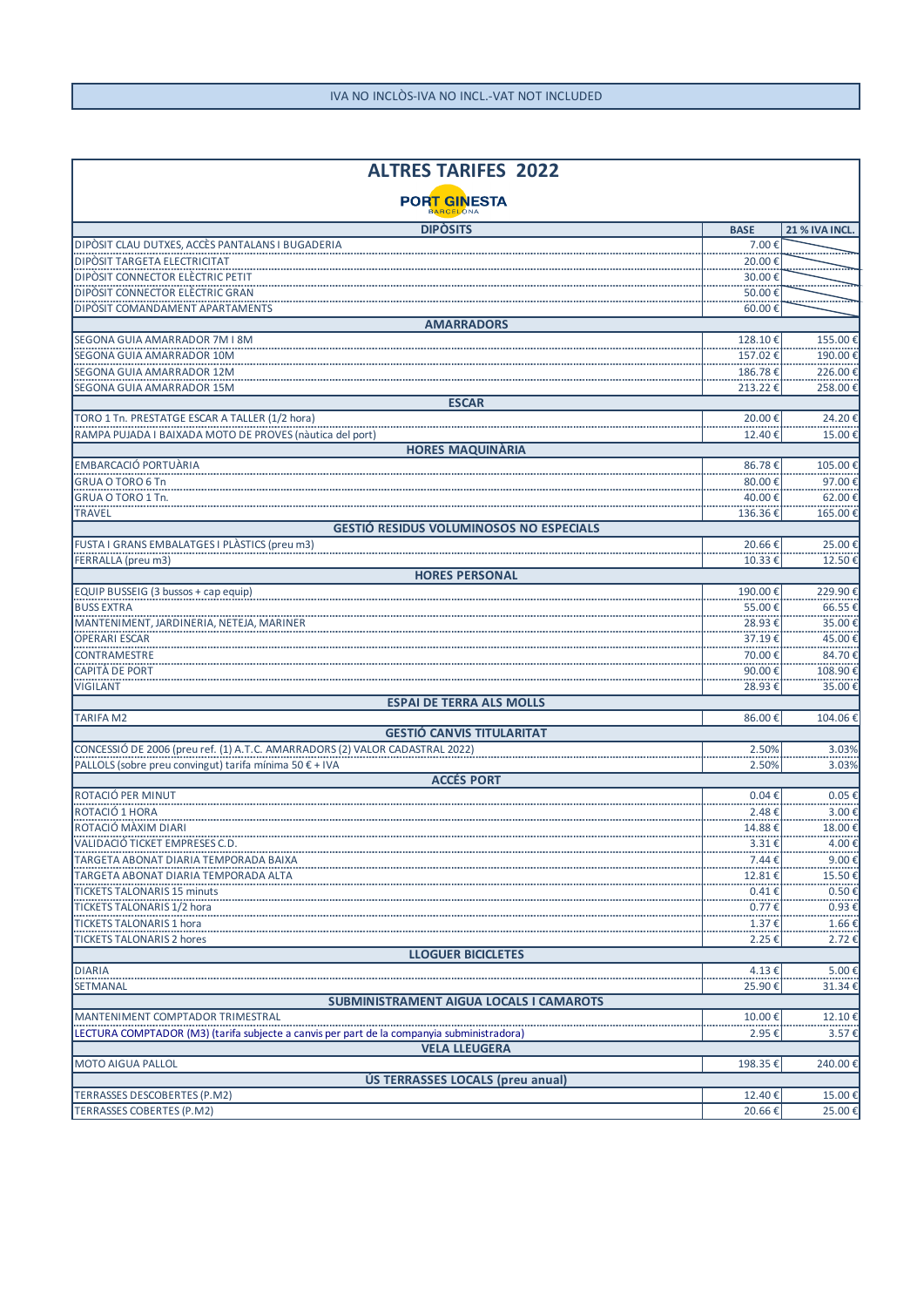IVA NO INCLÒS-IVA NO INCL.-VAT NOT INCLUDED

# ALTRES TARIFES 2022

PORT GINESTA BARCELONA

| DIPÒSITS | BASE | 21 % IVA INCL. |
|---|---|---|
| DIPÒSIT CLAU DUTXES, ACCÈS PANTALANS I BUGADERIA | 7.00 € | |
| DIPÒSIT TARGETA ELECTRICITAT | 20.00 € | |
| DIPÒSIT CONNECTOR ELÈCTRIC PETIT | 30.00 € | |
| DIPÒSIT CONNECTOR ELÈCTRIC GRAN | 50.00 € | |
| DIPÒSIT COMANDAMENT APARTAMENTS | 60.00 € | |
| **AMARRADORS** | | |
| SEGONA GUIA AMARRADOR 7M I 8M | 128.10 € | 155.00 € |
| SEGONA GUIA AMARRADOR 10M | 157.02 € | 190.00 € |
| SEGONA GUIA AMARRADOR 12M | 186.78 € | 226.00 € |
| SEGONA GUIA AMARRADOR 15M | 213.22 € | 258.00 € |
| **ESCAR** | | |
| TORO 1 Tn. PRESTATGE ESCAR A TALLER (1/2 hora) | 20.00 € | 24.20 € |
| RAMPA PUJADA I BAIXADA MOTO DE PROVES (nàutica del port) | 12.40 € | 15.00 € |
| **HORES MAQUINÀRIA** | | |
| EMBARCACIÓ PORTUÀRIA | 86.78 € | 105.00 € |
| GRUA O TORO 6 Tn | 80.00 € | 97.00 € |
| GRUA O TORO 1 Tn. | 40.00 € | 62.00 € |
| TRAVEL | 136.36 € | 165.00 € |
| **GESTIÓ RESIDUS VOLUMINOSOS NO ESPECIALS** | | |
| FUSTA I GRANS EMBALATGES I PLÀSTICS (preu m3) | 20.66 € | 25.00 € |
| FERRALLA (preu m3) | 10.33 € | 12.50 € |
| **HORES PERSONAL** | | |
| EQUIP BUSSEIG (3 bussos + cap equip) | 190.00 € | 229.90 € |
| BUSS EXTRA | 55.00 € | 66.55 € |
| MANTENIMENT, JARDINERIA, NETEJA, MARINER | 28.93 € | 35.00 € |
| OPERARI ESCAR | 37.19 € | 45.00 € |
| CONTRAMESTRE | 70.00 € | 84.70 € |
| CAPITÀ DE PORT | 90.00 € | 108.90 € |
| VIGILANT | 28.93 € | 35.00 € |
| **ESPAI DE TERRA ALS MOLLS** | | |
| TARIFA M2 | 86.00 € | 104.06 € |
| **GESTIÓ CANVIS TITULARITAT** | | |
| CONCESSIÓ DE 2006 (preu ref. (1) A.T.C. AMARRADORS (2) VALOR CADASTRAL 2022) | 2.50% | 3.03% |
| PALLOLS (sobre preu convingut) tarifa mínima 50 € + IVA | 2.50% | 3.03% |
| **ACCÉS PORT** | | |
| ROTACIÓ PER MINUT | 0.04 € | 0.05 € |
| ROTACIÓ 1 HORA | 2.48 € | 3.00 € |
| ROTACIÓ MÀXIM DIARI | 14.88 € | 18.00 € |
| VALIDACIÓ TICKET EMPRESES C.D. | 3.31 € | 4.00 € |
| TARGETA ABONAT DIARIA TEMPORADA BAIXA | 7.44 € | 9.00 € |
| TARGETA ABONAT DIARIA TEMPORADA ALTA | 12.81 € | 15.50 € |
| TICKETS TALONARIS 15 minuts | 0.41 € | 0.50 € |
| TICKETS TALONARIS 1/2 hora | 0.77 € | 0.93 € |
| TICKETS TALONARIS 1 hora | 1.37 € | 1.66 € |
| TICKETS TALONARIS 2 hores | 2.25 € | 2.72 € |
| **LLOGUER BICICLETES** | | |
| DIARIA | 4.13 € | 5.00 € |
| SETMANAL | 25.90 € | 31.34 € |
| **SUBMINISTRAMENT AIGUA LOCALS I CAMAROTS** | | |
| MANTENIMENT COMPTADOR TRIMESTRAL | 10.00 € | 12.10 € |
| LECTURA COMPTADOR (M3) (tarifa subjecte a canvis per part de la companyia subministradora) | 2.95 € | 3.57 € |
| **VELA LLEUGERA** | | |
| MOTO AIGUA PALLOL | 198.35 € | 240.00 € |
| **ÚS TERRASSES LOCALS (preu anual)** | | |
| TERRASSES DESCOBERTES (P.M2) | 12.40 € | 15.00 € |
| TERRASSES COBERTES (P.M2) | 20.66 € | 25.00 € |